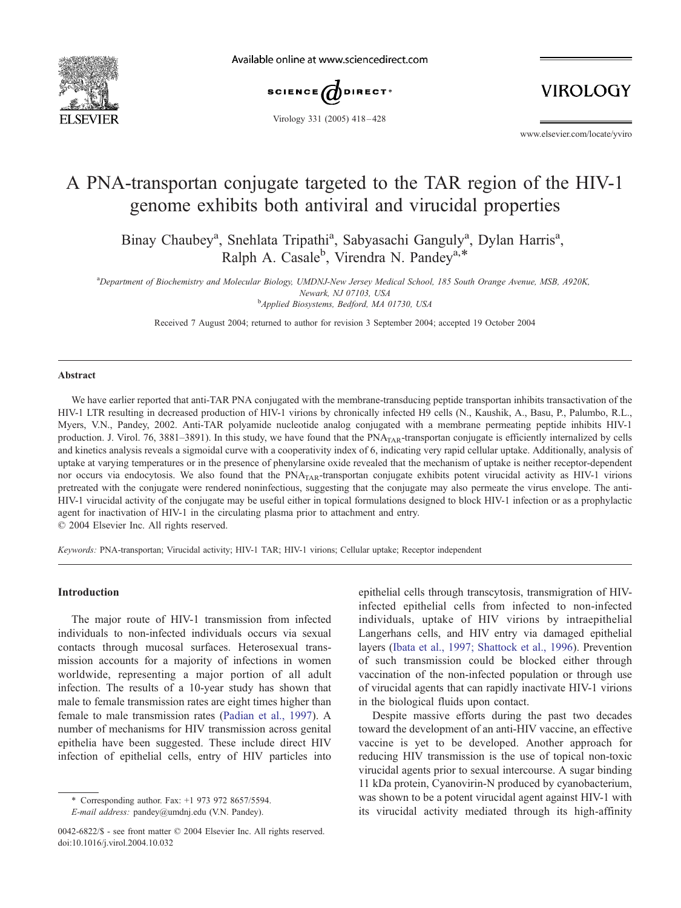# A PNA-transportan conjugate targeted to the TAR region of the HIV-1 genome exhibits both antiviral and virucidal properties

Binay Chaubey[a], Snehlata Tripathi[a], Sabyasachi Ganguly[a], Dylan Harris[a], Ralph A. Casale[b], Virendra N. Pandey[a,*]

[a]Department of Biochemistry and Molecular Biology, UMDNJ-New Jersey Medical School, 185 South Orange Avenue, MSB, A920K, Newark, NJ 07103, USA

[b]Applied Biosystems, Bedford, MA 01730, USA

Received 7 August 2004; returned to author for revision 3 September 2004; accepted 19 October 2004

## Abstract

We have earlier reported that anti-TAR PNA conjugated with the membrane-transducing peptide transportan inhibits transactivation of the HIV-1 LTR resulting in decreased production of HIV-1 virions by chronically infected H9 cells (N., Kaushik, A., Basu, P., Palumbo, R.L., Myers, V.N., Pandey, 2002. Anti-TAR polyamide nucleotide analog conjugated with a membrane permeating peptide inhibits HIV-1 production. J. Virol. 76, 3881–3891). In this study, we have found that the $PNA_{TAR}$-transportan conjugate is efficiently internalized by cells and kinetics analysis reveals a sigmoidal curve with a cooperativity index of 6, indicating very rapid cellular uptake. Additionally, analysis of uptake at varying temperatures or in the presence of phenylarsine oxide revealed that the mechanism of uptake is neither receptor-dependent nor occurs via endocytosis. We also found that the $PNA_{TAR}$-transportan conjugate exhibits potent virucidal activity as HIV-1 virions pretreated with the conjugate were rendered noninfectious, suggesting that the conjugate may also permeate the virus envelope. The anti-HIV-1 virucidal activity of the conjugate may be useful either in topical formulations designed to block HIV-1 infection or as a prophylactic agent for inactivation of HIV-1 in the circulating plasma prior to attachment and entry.

© 2004 Elsevier Inc. All rights reserved.

*Keywords:* PNA-transportan; Virucidal activity; HIV-1 TAR; HIV-1 virions; Cellular uptake; Receptor independent

## Introduction

The major route of HIV-1 transmission from infected individuals to non-infected individuals occurs via sexual contacts through mucosal surfaces. Heterosexual transmission accounts for a majority of infections in women worldwide, representing a major portion of all adult infection. The results of a 10-year study has shown that male to female transmission rates are eight times higher than female to male transmission rates (Padian et al., 1997). A number of mechanisms for HIV transmission across genital epithelia have been suggested. These include direct HIV infection of epithelial cells, entry of HIV particles into epithelial cells through transcytosis, transmigration of HIV-infected epithelial cells from infected to non-infected individuals, uptake of HIV virions by intraepithelial Langerhans cells, and HIV entry via damaged epithelial layers (Ibata et al., 1997; Shattock et al., 1996). Prevention of such transmission could be blocked either through vaccination of the non-infected population or through use of virucidal agents that can rapidly inactivate HIV-1 virions in the biological fluids upon contact.

Despite massive efforts during the past two decades toward the development of an anti-HIV vaccine, an effective vaccine is yet to be developed. Another approach for reducing HIV transmission is the use of topical non-toxic virucidal agents prior to sexual intercourse. A sugar binding 11 kDa protein, Cyanovirin-N produced by cyanobacterium, was shown to be a potent virucidal agent against HIV-1 with its virucidal activity mediated through its high-affinity

* Corresponding author. Fax: +1 973 972 8657/5594.
*E-mail address:* pandey@umdnj.edu (V.N. Pandey).

0042-6822/$ - see front matter © 2004 Elsevier Inc. All rights reserved.
doi:10.1016/j.virol.2004.10.032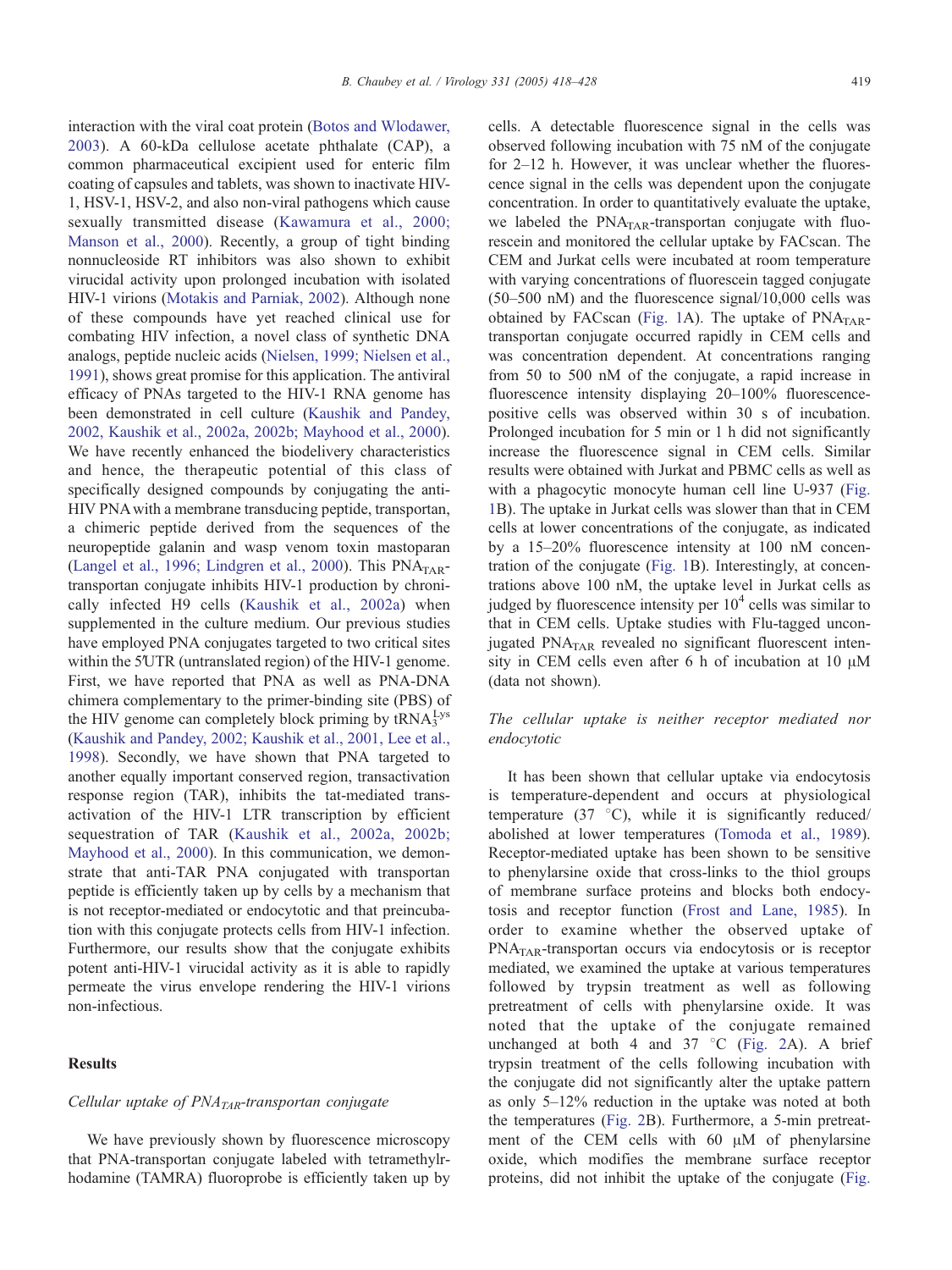interaction with the viral coat protein (Botos and Wlodawer, 2003). A 60-kDa cellulose acetate phthalate (CAP), a common pharmaceutical excipient used for enteric film coating of capsules and tablets, was shown to inactivate HIV-1, HSV-1, HSV-2, and also non-viral pathogens which cause sexually transmitted disease (Kawamura et al., 2000; Manson et al., 2000). Recently, a group of tight binding nonnucleoside RT inhibitors was also shown to exhibit virucidal activity upon prolonged incubation with isolated HIV-1 virions (Motakis and Parniak, 2002). Although none of these compounds have yet reached clinical use for combating HIV infection, a novel class of synthetic DNA analogs, peptide nucleic acids (Nielsen, 1999; Nielsen et al., 1991), shows great promise for this application. The antiviral efficacy of PNAs targeted to the HIV-1 RNA genome has been demonstrated in cell culture (Kaushik and Pandey, 2002, Kaushik et al., 2002a, 2002b; Mayhood et al., 2000). We have recently enhanced the biodelivery characteristics and hence, the therapeutic potential of this class of specifically designed compounds by conjugating the anti-HIV PNA with a membrane transducing peptide, transportan, a chimeric peptide derived from the sequences of the neuropeptide galanin and wasp venom toxin mastoparan (Langel et al., 1996; Lindgren et al., 2000). This $PNA_{TAR}$-transportan conjugate inhibits HIV-1 production by chronically infected H9 cells (Kaushik et al., 2002a) when supplemented in the culture medium. Our previous studies have employed PNA conjugates targeted to two critical sites within the 5′UTR (untranslated region) of the HIV-1 genome. First, we have reported that PNA as well as PNA-DNA chimera complementary to the primer-binding site (PBS) of the HIV genome can completely block priming by $tRNA_3^{Lys}$ (Kaushik and Pandey, 2002; Kaushik et al., 2001, Lee et al., 1998). Secondly, we have shown that PNA targeted to another equally important conserved region, transactivation response region (TAR), inhibits the tat-mediated transactivation of the HIV-1 LTR transcription by efficient sequestration of TAR (Kaushik et al., 2002a, 2002b; Mayhood et al., 2000). In this communication, we demonstrate that anti-TAR PNA conjugated with transportan peptide is efficiently taken up by cells by a mechanism that is not receptor-mediated or endocytotic and that preincubation with this conjugate protects cells from HIV-1 infection. Furthermore, our results show that the conjugate exhibits potent anti-HIV-1 virucidal activity as it is able to rapidly permeate the virus envelope rendering the HIV-1 virions non-infectious.

## Results

### *Cellular uptake of $PNA_{TAR}$-transportan conjugate*

We have previously shown by fluorescence microscopy that PNA-transportan conjugate labeled with tetramethylrhodamine (TAMRA) fluoroprobe is efficiently taken up by cells. A detectable fluorescence signal in the cells was observed following incubation with 75 nM of the conjugate for 2–12 h. However, it was unclear whether the fluorescence signal in the cells was dependent upon the conjugate concentration. In order to quantitatively evaluate the uptake, we labeled the $PNA_{TAR}$-transportan conjugate with fluorescein and monitored the cellular uptake by FACscan. The CEM and Jurkat cells were incubated at room temperature with varying concentrations of fluorescein tagged conjugate (50–500 nM) and the fluorescence signal/10,000 cells was obtained by FACscan (Fig. 1A). The uptake of $PNA_{TAR}$-transportan conjugate occurred rapidly in CEM cells and was concentration dependent. At concentrations ranging from 50 to 500 nM of the conjugate, a rapid increase in fluorescence intensity displaying 20–100% fluorescence-positive cells was observed within 30 s of incubation. Prolonged incubation for 5 min or 1 h did not significantly increase the fluorescence signal in CEM cells. Similar results were obtained with Jurkat and PBMC cells as well as with a phagocytic monocyte human cell line U-937 (Fig. 1B). The uptake in Jurkat cells was slower than that in CEM cells at lower concentrations of the conjugate, as indicated by a 15–20% fluorescence intensity at 100 nM concentration of the conjugate (Fig. 1B). Interestingly, at concentrations above 100 nM, the uptake level in Jurkat cells as judged by fluorescence intensity per $10^4$ cells was similar to that in CEM cells. Uptake studies with Flu-tagged unconjugated $PNA_{TAR}$ revealed no significant fluorescent intensity in CEM cells even after 6 h of incubation at 10 μM (data not shown).

### *The cellular uptake is neither receptor mediated nor endocytotic*

It has been shown that cellular uptake via endocytosis is temperature-dependent and occurs at physiological temperature (37 °C), while it is significantly reduced/abolished at lower temperatures (Tomoda et al., 1989). Receptor-mediated uptake has been shown to be sensitive to phenylarsine oxide that cross-links to the thiol groups of membrane surface proteins and blocks both endocytosis and receptor function (Frost and Lane, 1985). In order to examine whether the observed uptake of $PNA_{TAR}$-transportan occurs via endocytosis or is receptor mediated, we examined the uptake at various temperatures followed by trypsin treatment as well as following pretreatment of cells with phenylarsine oxide. It was noted that the uptake of the conjugate remained unchanged at both 4 and 37 °C (Fig. 2A). A brief trypsin treatment of the cells following incubation with the conjugate did not significantly alter the uptake pattern as only 5–12% reduction in the uptake was noted at both the temperatures (Fig. 2B). Furthermore, a 5-min pretreatment of the CEM cells with 60 μM of phenylarsine oxide, which modifies the membrane surface receptor proteins, did not inhibit the uptake of the conjugate (Fig.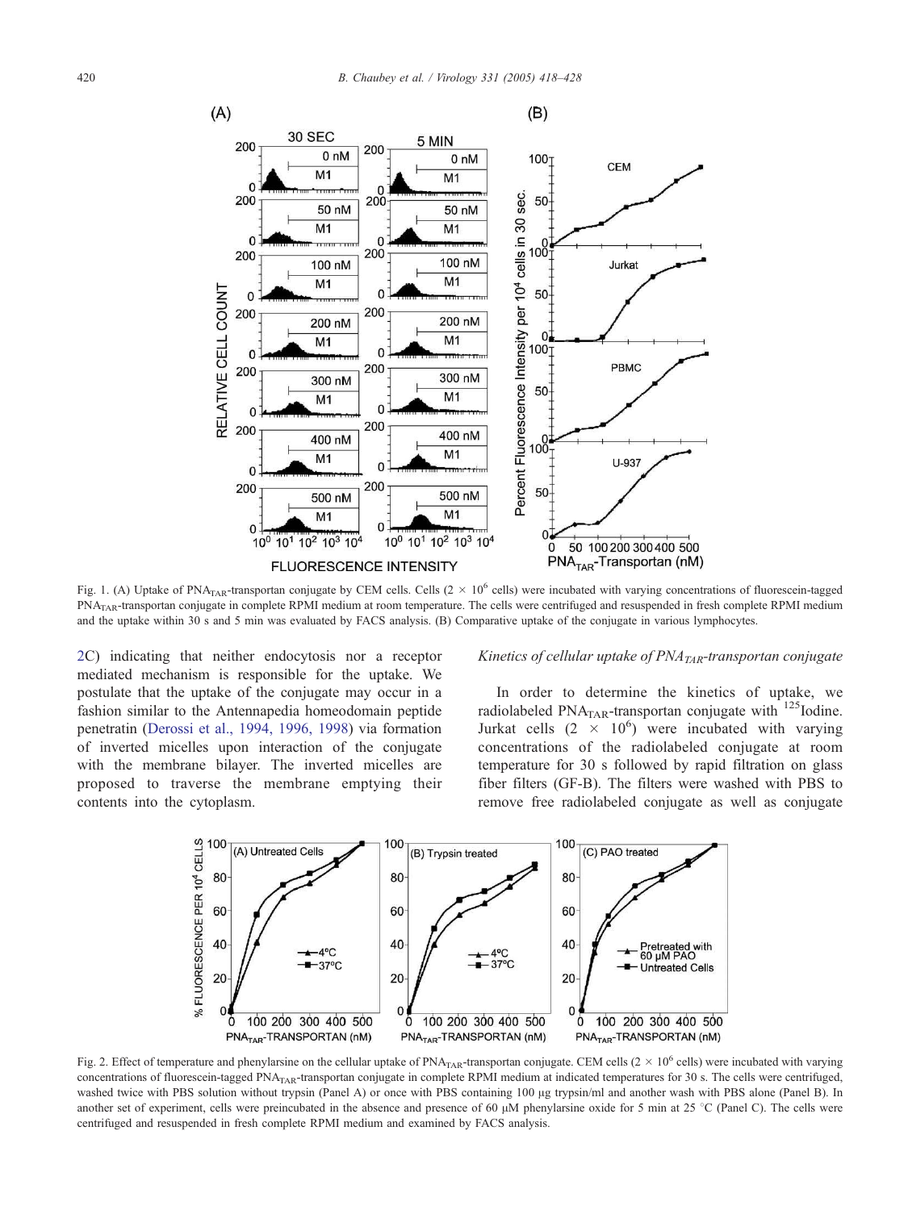Fig. 1. (A) Uptake of $PNA_{TAR}$-transportan conjugate by CEM cells. Cells ($2 \times 10^6$ cells) were incubated with varying concentrations of fluorescein-tagged $PNA_{TAR}$-transportan conjugate in complete RPMI medium at room temperature. The cells were centrifuged and resuspended in fresh complete RPMI medium and the uptake within 30 s and 5 min was evaluated by FACS analysis. (B) Comparative uptake of the conjugate in various lymphocytes.

2C) indicating that neither endocytosis nor a receptor mediated mechanism is responsible for the uptake. We postulate that the uptake of the conjugate may occur in a fashion similar to the Antennapedia homeodomain peptide penetratin (Derossi et al., 1994, 1996, 1998) via formation of inverted micelles upon interaction of the conjugate with the membrane bilayer. The inverted micelles are proposed to traverse the membrane emptying their contents into the cytoplasm.

### *Kinetics of cellular uptake of $PNA_{TAR}$-transportan conjugate*

In order to determine the kinetics of uptake, we radiolabeled $PNA_{TAR}$-transportan conjugate with $^{125}$Iodine. Jurkat cells ($2 \times 10^6$) were incubated with varying concentrations of the radiolabeled conjugate at room temperature for 30 s followed by rapid filtration on glass fiber filters (GF-B). The filters were washed with PBS to remove free radiolabeled conjugate as well as conjugate

Fig. 2. Effect of temperature and phenylarsine on the cellular uptake of $PNA_{TAR}$-transportan conjugate. CEM cells ($2 \times 10^6$ cells) were incubated with varying concentrations of fluorescein-tagged $PNA_{TAR}$-transportan conjugate in complete RPMI medium at indicated temperatures for 30 s. The cells were centrifuged, washed twice with PBS solution without trypsin (Panel A) or once with PBS containing 100 μg trypsin/ml and another wash with PBS alone (Panel B). In another set of experiment, cells were preincubated in the absence and presence of 60 μM phenylarsine oxide for 5 min at 25 °C (Panel C). The cells were centrifuged and resuspended in fresh complete RPMI medium and examined by FACS analysis.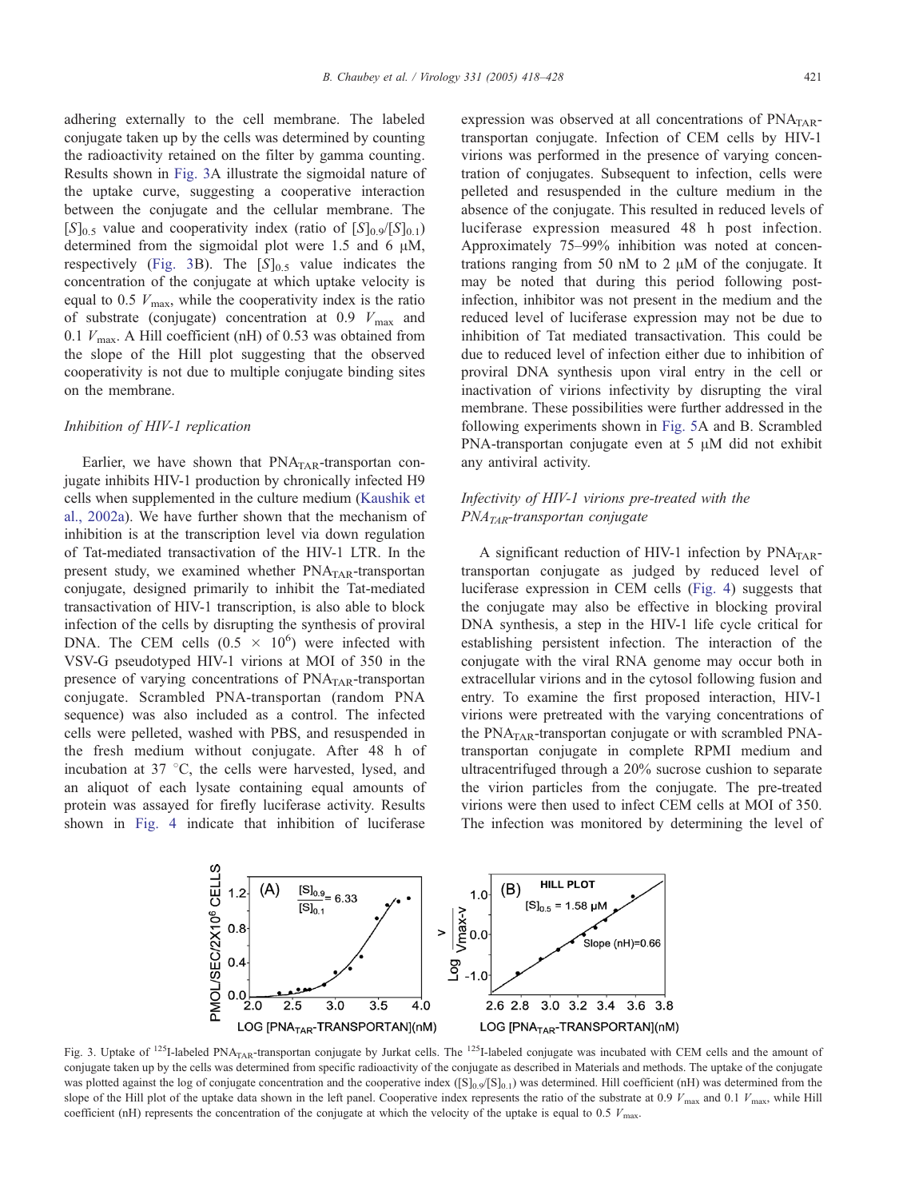adhering externally to the cell membrane. The labeled conjugate taken up by the cells was determined by counting the radioactivity retained on the filter by gamma counting. Results shown in Fig. 3A illustrate the sigmoidal nature of the uptake curve, suggesting a cooperative interaction between the conjugate and the cellular membrane. The $[S]_{0.5}$ value and cooperativity index (ratio of $[S]_{0.9}/[S]_{0.1}$) determined from the sigmoidal plot were 1.5 and 6 μM, respectively (Fig. 3B). The $[S]_{0.5}$ value indicates the concentration of the conjugate at which uptake velocity is equal to 0.5 $V_{max}$, while the cooperativity index is the ratio of substrate (conjugate) concentration at 0.9 $V_{max}$ and 0.1 $V_{max}$. A Hill coefficient (nH) of 0.53 was obtained from the slope of the Hill plot suggesting that the observed cooperativity is not due to multiple conjugate binding sites on the membrane.

### Inhibition of HIV-1 replication

Earlier, we have shown that $PNA_{TAR}$-transportan conjugate inhibits HIV-1 production by chronically infected H9 cells when supplemented in the culture medium (Kaushik et al., 2002a). We have further shown that the mechanism of inhibition is at the transcription level via down regulation of Tat-mediated transactivation of the HIV-1 LTR. In the present study, we examined whether $PNA_{TAR}$-transportan conjugate, designed primarily to inhibit the Tat-mediated transactivation of HIV-1 transcription, is also able to block infection of the cells by disrupting the synthesis of proviral DNA. The CEM cells ($0.5 \times 10^6$) were infected with VSV-G pseudotyped HIV-1 virions at MOI of 350 in the presence of varying concentrations of $PNA_{TAR}$-transportan conjugate. Scrambled PNA-transportan (random PNA sequence) was also included as a control. The infected cells were pelleted, washed with PBS, and resuspended in the fresh medium without conjugate. After 48 h of incubation at 37 °C, the cells were harvested, lysed, and an aliquot of each lysate containing equal amounts of protein was assayed for firefly luciferase activity. Results shown in Fig. 4 indicate that inhibition of luciferase expression was observed at all concentrations of $PNA_{TAR}$-transportan conjugate. Infection of CEM cells by HIV-1 virions was performed in the presence of varying concentration of conjugates. Subsequent to infection, cells were pelleted and resuspended in the culture medium in the absence of the conjugate. This resulted in reduced levels of luciferase expression measured 48 h post infection. Approximately 75–99% inhibition was noted at concentrations ranging from 50 nM to 2 μM of the conjugate. It may be noted that during this period following post-infection, inhibitor was not present in the medium and the reduced level of luciferase expression may not be due to inhibition of Tat mediated transactivation. This could be due to reduced level of infection either due to inhibition of proviral DNA synthesis upon viral entry in the cell or inactivation of virions infectivity by disrupting the viral membrane. These possibilities were further addressed in the following experiments shown in Fig. 5A and B. Scrambled PNA-transportan conjugate even at 5 μM did not exhibit any antiviral activity.

### Infectivity of HIV-1 virions pre-treated with the $PNA_{TAR}$-transportan conjugate

A significant reduction of HIV-1 infection by $PNA_{TAR}$-transportan conjugate as judged by reduced level of luciferase expression in CEM cells (Fig. 4) suggests that the conjugate may also be effective in blocking proviral DNA synthesis, a step in the HIV-1 life cycle critical for establishing persistent infection. The interaction of the conjugate with the viral RNA genome may occur both in extracellular virions and in the cytosol following fusion and entry. To examine the first proposed interaction, HIV-1 virions were pretreated with the varying concentrations of the $PNA_{TAR}$-transportan conjugate or with scrambled PNA-transportan conjugate in complete RPMI medium and ultracentrifuged through a 20% sucrose cushion to separate the virion particles from the conjugate. The pre-treated virions were then used to infect CEM cells at MOI of 350. The infection was monitored by determining the level of

Fig. 3. Uptake of $^{125}$I-labeled $PNA_{TAR}$-transportan conjugate by Jurkat cells. The $^{125}$I-labeled conjugate was incubated with CEM cells and the amount of conjugate taken up by the cells was determined from specific radioactivity of the conjugate as described in Materials and methods. The uptake of the conjugate was plotted against the log of conjugate concentration and the cooperative index ($[S]_{0.9}/[S]_{0.1}$) was determined. Hill coefficient (nH) was determined from the slope of the Hill plot of the uptake data shown in the left panel. Cooperative index represents the ratio of the substrate at 0.9 $V_{max}$ and 0.1 $V_{max}$, while Hill coefficient (nH) represents the concentration of the conjugate at which the velocity of the uptake is equal to 0.5 $V_{max}$.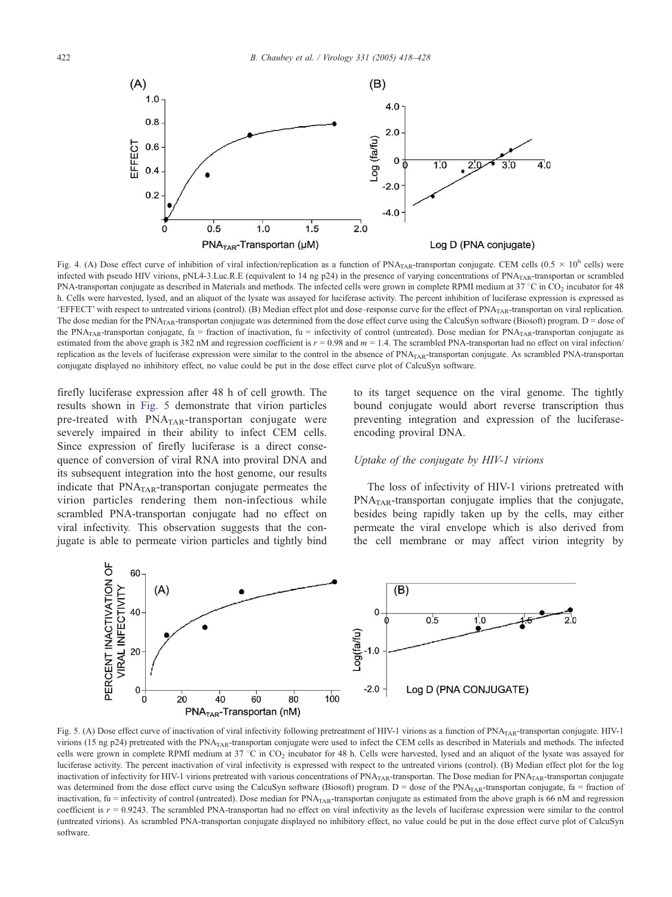Fig. 4. (A) Dose effect curve of inhibition of viral infection/replication as a function of $PNA_{TAR}$-transportan conjugate. CEM cells ($0.5 \times 10^6$ cells) were infected with pseudo HIV virions, pNL4-3.Luc.R.E (equivalent to 14 ng p24) in the presence of varying concentrations of $PNA_{TAR}$-transportan or scrambled PNA-transportan conjugate as described in Materials and methods. The infected cells were grown in complete RPMI medium at 37 °C in $CO_2$ incubator for 48 h. Cells were harvested, lysed, and an aliquot of the lysate was assayed for luciferase activity. The percent inhibition of luciferase expression is expressed as 'EFFECT' with respect to untreated virions (control). (B) Median effect plot and dose–response curve for the effect of $PNA_{TAR}$-transportan on viral replication. The dose median for the $PNA_{TAR}$-transportan conjugate was determined from the dose effect curve using the CalcuSyn software (Biosoft) program. D = dose of the $PNA_{TAR}$-transportan conjugate, fa = fraction of inactivation, fu = infectivity of control (untreated). Dose median for $PNA_{TAR}$-transportan conjugate as estimated from the above graph is 382 nM and regression coefficient is $r = 0.98$ and $m = 1.4$. The scrambled PNA-transportan had no effect on viral infection/replication as the levels of luciferase expression were similar to the control in the absence of $PNA_{TAR}$-transportan conjugate. As scrambled PNA-transportan conjugate displayed no inhibitory effect, no value could be put in the dose effect curve plot of CalcuSyn software.

firefly luciferase expression after 48 h of cell growth. The results shown in Fig. 5 demonstrate that virion particles pre-treated with $PNA_{TAR}$-transportan conjugate were severely impaired in their ability to infect CEM cells. Since expression of firefly luciferase is a direct consequence of conversion of viral RNA into proviral DNA and its subsequent integration into the host genome, our results indicate that $PNA_{TAR}$-transportan conjugate permeates the virion particles rendering them non-infectious while scrambled PNA-transportan conjugate had no effect on viral infectivity. This observation suggests that the conjugate is able to permeate virion particles and tightly bind to its target sequence on the viral genome. The tightly bound conjugate would abort reverse transcription thus preventing integration and expression of the luciferase-encoding proviral DNA.

### *Uptake of the conjugate by HIV-1 virions*

The loss of infectivity of HIV-1 virions pretreated with $PNA_{TAR}$-transportan conjugate implies that the conjugate, besides being rapidly taken up by the cells, may either permeate the viral envelope which is also derived from the cell membrane or may affect virion integrity by

Fig. 5. (A) Dose effect curve of inactivation of viral infectivity following pretreatment of HIV-1 virions as a function of $PNA_{TAR}$-transportan conjugate. HIV-1 virions (15 ng p24) pretreated with the $PNA_{TAR}$-transportan conjugate were used to infect the CEM cells as described in Materials and methods. The infected cells were grown in complete RPMI medium at 37 °C in $CO_2$ incubator for 48 h. Cells were harvested, lysed and an aliquot of the lysate was assayed for luciferase activity. The percent inactivation of viral infectivity is expressed with respect to the untreated virions (control). (B) Median effect plot for the log inactivation of infectivity for HIV-1 virions pretreated with various concentrations of $PNA_{TAR}$-transportan. The Dose median for $PNA_{TAR}$-transportan conjugate was determined from the dose effect curve using the CalcuSyn software (Biosoft) program. D = dose of the $PNA_{TAR}$-transportan conjugate, fa = fraction of inactivation, fu = infectivity of control (untreated). Dose median for $PNA_{TAR}$-transportan conjugate as estimated from the above graph is 66 nM and regression coefficient is $r = 0.9243$. The scrambled PNA-transportan had no effect on viral infectivity as the levels of luciferase expression were similar to the control (untreated virions). As scrambled PNA-transportan conjugate displayed no inhibitory effect, no value could be put in the dose effect curve plot of CalcuSyn software.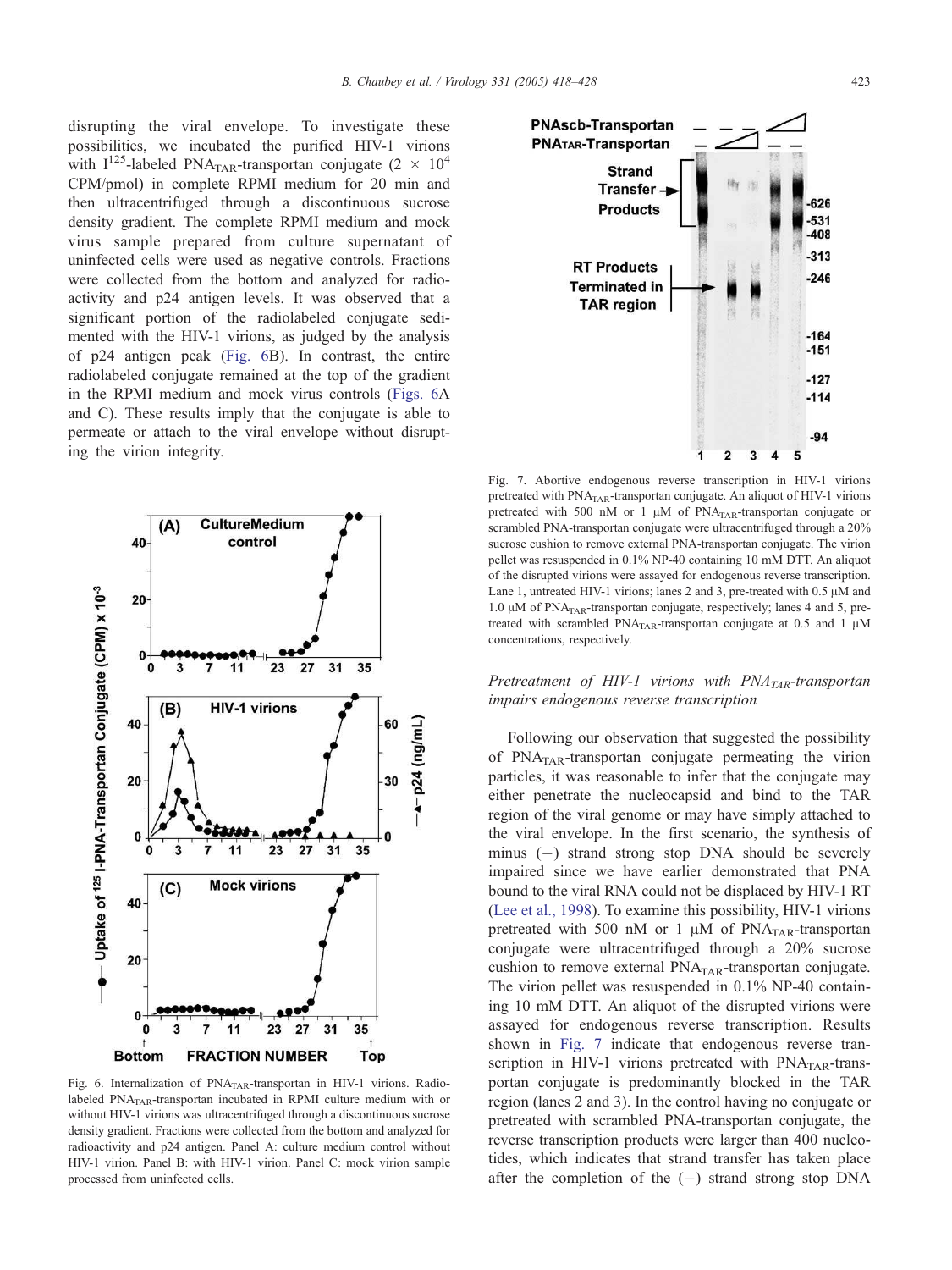disrupting the viral envelope. To investigate these possibilities, we incubated the purified HIV-1 virions with $I^{125}$-labeled $PNA_{TAR}$-transportan conjugate ($2 \times 10^4$ CPM/pmol) in complete RPMI medium for 20 min and then ultracentrifuged through a discontinuous sucrose density gradient. The complete RPMI medium and mock virus sample prepared from culture supernatant of uninfected cells were used as negative controls. Fractions were collected from the bottom and analyzed for radioactivity and p24 antigen levels. It was observed that a significant portion of the radiolabeled conjugate sedimented with the HIV-1 virions, as judged by the analysis of p24 antigen peak (Fig. 6B). In contrast, the entire radiolabeled conjugate remained at the top of the gradient in the RPMI medium and mock virus controls (Figs. 6A and C). These results imply that the conjugate is able to permeate or attach to the viral envelope without disrupting the virion integrity.

Fig. 6. Internalization of $PNA_{TAR}$-transportan in HIV-1 virions. Radiolabeled $PNA_{TAR}$-transportan incubated in RPMI culture medium with or without HIV-1 virions was ultracentrifuged through a discontinuous sucrose density gradient. Fractions were collected from the bottom and analyzed for radioactivity and p24 antigen. Panel A: culture medium control without HIV-1 virion. Panel B: with HIV-1 virion. Panel C: mock virion sample processed from uninfected cells.

Fig. 7. Abortive endogenous reverse transcription in HIV-1 virions pretreated with $PNA_{TAR}$-transportan conjugate. An aliquot of HIV-1 virions pretreated with 500 nM or 1 μM of $PNA_{TAR}$-transportan conjugate or scrambled PNA-transportan conjugate were ultracentrifuged through a 20% sucrose cushion to remove external PNA-transportan conjugate. The virion pellet was resuspended in 0.1% NP-40 containing 10 mM DTT. An aliquot of the disrupted virions were assayed for endogenous reverse transcription. Lane 1, untreated HIV-1 virions; lanes 2 and 3, pre-treated with 0.5 μM and 1.0 μM of $PNA_{TAR}$-transportan conjugate, respectively; lanes 4 and 5, pre-treated with scrambled $PNA_{TAR}$-transportan conjugate at 0.5 and 1 μM concentrations, respectively.

### *Pretreatment of HIV-1 virions with $PNA_{TAR}$-transportan impairs endogenous reverse transcription*

Following our observation that suggested the possibility of $PNA_{TAR}$-transportan conjugate permeating the virion particles, it was reasonable to infer that the conjugate may either penetrate the nucleocapsid and bind to the TAR region of the viral genome or may have simply attached to the viral envelope. In the first scenario, the synthesis of minus (−) strand strong stop DNA should be severely impaired since we have earlier demonstrated that PNA bound to the viral RNA could not be displaced by HIV-1 RT (Lee et al., 1998). To examine this possibility, HIV-1 virions pretreated with 500 nM or 1 μM of $PNA_{TAR}$-transportan conjugate were ultracentrifuged through a 20% sucrose cushion to remove external $PNA_{TAR}$-transportan conjugate. The virion pellet was resuspended in 0.1% NP-40 containing 10 mM DTT. An aliquot of the disrupted virions were assayed for endogenous reverse transcription. Results shown in Fig. 7 indicate that endogenous reverse transcription in HIV-1 virions pretreated with $PNA_{TAR}$-transportan conjugate is predominantly blocked in the TAR region (lanes 2 and 3). In the control having no conjugate or pretreated with scrambled PNA-transportan conjugate, the reverse transcription products were larger than 400 nucleotides, which indicates that strand transfer has taken place after the completion of the (−) strand strong stop DNA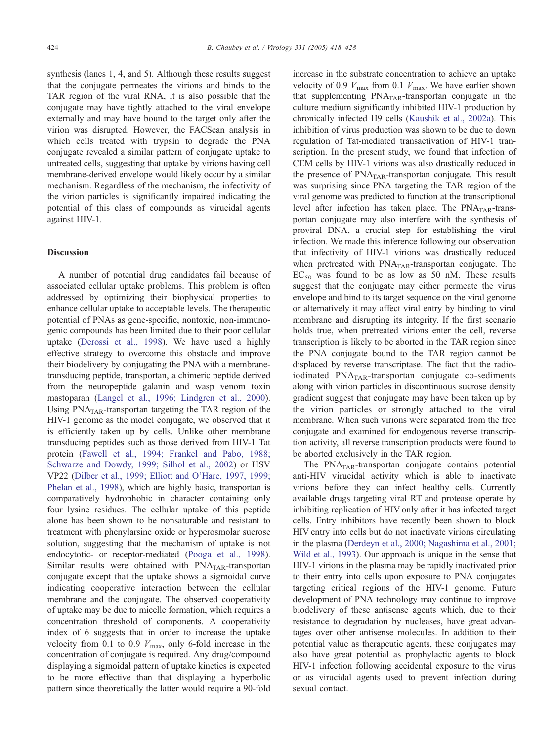synthesis (lanes 1, 4, and 5). Although these results suggest that the conjugate permeates the virions and binds to the TAR region of the viral RNA, it is also possible that the conjugate may have tightly attached to the viral envelope externally and may have bound to the target only after the virion was disrupted. However, the FACScan analysis in which cells treated with trypsin to degrade the PNA conjugate revealed a similar pattern of conjugate uptake to untreated cells, suggesting that uptake by virions having cell membrane-derived envelope would likely occur by a similar mechanism. Regardless of the mechanism, the infectivity of the virion particles is significantly impaired indicating the potential of this class of compounds as virucidal agents against HIV-1.

## Discussion

A number of potential drug candidates fail because of associated cellular uptake problems. This problem is often addressed by optimizing their biophysical properties to enhance cellular uptake to acceptable levels. The therapeutic potential of PNAs as gene-specific, nontoxic, non-immunogenic compounds has been limited due to their poor cellular uptake (Derossi et al., 1998). We have used a highly effective strategy to overcome this obstacle and improve their biodelivery by conjugating the PNA with a membrane-transducing peptide, transportan, a chimeric peptide derived from the neuropeptide galanin and wasp venom toxin mastoparan (Langel et al., 1996; Lindgren et al., 2000). Using $PNA_{TAR}$-transportan targeting the TAR region of the HIV-1 genome as the model conjugate, we observed that it is efficiently taken up by cells. Unlike other membrane transducing peptides such as those derived from HIV-1 Tat protein (Fawell et al., 1994; Frankel and Pabo, 1988; Schwarze and Dowdy, 1999; Silhol et al., 2002) or HSV VP22 (Dilber et al., 1999; Elliott and O'Hare, 1997, 1999; Phelan et al., 1998), which are highly basic, transportan is comparatively hydrophobic in character containing only four lysine residues. The cellular uptake of this peptide alone has been shown to be nonsaturable and resistant to treatment with phenylarsine oxide or hyperosmolar sucrose solution, suggesting that the mechanism of uptake is not endocytotic- or receptor-mediated (Pooga et al., 1998). Similar results were obtained with $PNA_{TAR}$-transportan conjugate except that the uptake shows a sigmoidal curve indicating cooperative interaction between the cellular membrane and the conjugate. The observed cooperativity of uptake may be due to micelle formation, which requires a concentration threshold of components. A cooperativity index of 6 suggests that in order to increase the uptake velocity from 0.1 to 0.9 $V_{max}$, only 6-fold increase in the concentration of conjugate is required. Any drug/compound displaying a sigmoidal pattern of uptake kinetics is expected to be more effective than that displaying a hyperbolic pattern since theoretically the latter would require a 90-fold increase in the substrate concentration to achieve an uptake velocity of 0.9 $V_{max}$ from 0.1 $V_{max}$. We have earlier shown that supplementing $PNA_{TAR}$-transportan conjugate in the culture medium significantly inhibited HIV-1 production by chronically infected H9 cells (Kaushik et al., 2002a). This inhibition of virus production was shown to be due to down regulation of Tat-mediated transactivation of HIV-1 transcription. In the present study, we found that infection of CEM cells by HIV-1 virions was also drastically reduced in the presence of $PNA_{TAR}$-transportan conjugate. This result was surprising since PNA targeting the TAR region of the viral genome was predicted to function at the transcriptional level after infection has taken place. The $PNA_{TAR}$-transportan conjugate may also interfere with the synthesis of proviral DNA, a crucial step for establishing the viral infection. We made this inference following our observation that infectivity of HIV-1 virions was drastically reduced when pretreated with $PNA_{TAR}$-transportan conjugate. The $EC_{50}$ was found to be as low as 50 nM. These results suggest that the conjugate may either permeate the virus envelope and bind to its target sequence on the viral genome or alternatively it may affect viral entry by binding to viral membrane and disrupting its integrity. If the first scenario holds true, when pretreated virions enter the cell, reverse transcription is likely to be aborted in the TAR region since the PNA conjugate bound to the TAR region cannot be displaced by reverse transcriptase. The fact that the radio-iodinated $PNA_{TAR}$-transportan conjugate co-sediments along with virion particles in discontinuous sucrose density gradient suggest that conjugate may have been taken up by the virion particles or strongly attached to the viral membrane. When such virions were separated from the free conjugate and examined for endogenous reverse transcription activity, all reverse transcription products were found to be aborted exclusively in the TAR region.

The $PNA_{TAR}$-transportan conjugate contains potential anti-HIV virucidal activity which is able to inactivate virions before they can infect healthy cells. Currently available drugs targeting viral RT and protease operate by inhibiting replication of HIV only after it has infected target cells. Entry inhibitors have recently been shown to block HIV entry into cells but do not inactivate virions circulating in the plasma (Derdeyn et al., 2000; Nagashima et al., 2001; Wild et al., 1993). Our approach is unique in the sense that HIV-1 virions in the plasma may be rapidly inactivated prior to their entry into cells upon exposure to PNA conjugates targeting critical regions of the HIV-1 genome. Future development of PNA technology may continue to improve biodelivery of these antisense agents which, due to their resistance to degradation by nucleases, have great advantages over other antisense molecules. In addition to their potential value as therapeutic agents, these conjugates may also have great potential as prophylactic agents to block HIV-1 infection following accidental exposure to the virus or as virucidal agents used to prevent infection during sexual contact.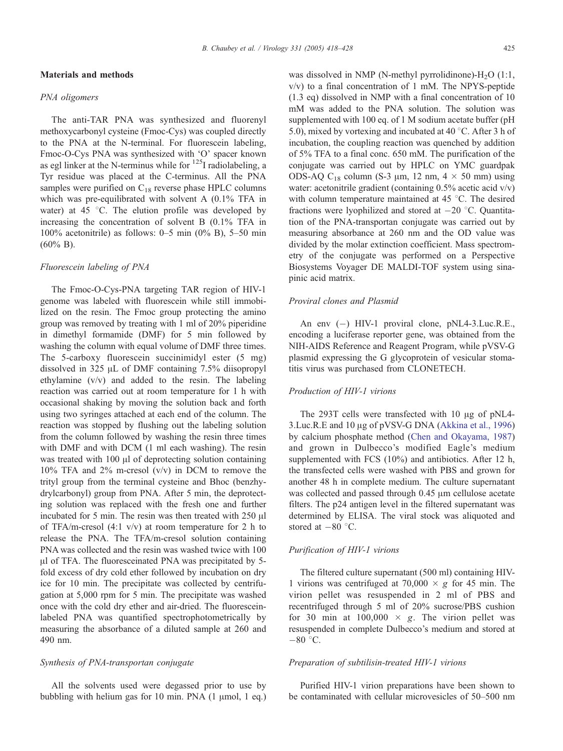## Materials and methods

### *PNA oligomers*

The anti-TAR PNA was synthesized and fluorenyl methoxycarbonyl cysteine (Fmoc-Cys) was coupled directly to the PNA at the N-terminal. For fluorescein labeling, Fmoc-O-Cys PNA was synthesized with 'O' spacer known as egl linker at the N-terminus while for $^{125}$I radiolabeling, a Tyr residue was placed at the C-terminus. All the PNA samples were purified on $C_{18}$ reverse phase HPLC columns which was pre-equilibrated with solvent A (0.1% TFA in water) at 45 °C. The elution profile was developed by increasing the concentration of solvent B (0.1% TFA in 100% acetonitrile) as follows: 0–5 min (0% B), 5–50 min (60% B).

### *Fluorescein labeling of PNA*

The Fmoc-O-Cys-PNA targeting TAR region of HIV-1 genome was labeled with fluorescein while still immobilized on the resin. The Fmoc group protecting the amino group was removed by treating with 1 ml of 20% piperidine in dimethyl formamide (DMF) for 5 min followed by washing the column with equal volume of DMF three times. The 5-carboxy fluorescein succinimidyl ester (5 mg) dissolved in 325 μL of DMF containing 7.5% diisopropyl ethylamine (v/v) and added to the resin. The labeling reaction was carried out at room temperature for 1 h with occasional shaking by moving the solution back and forth using two syringes attached at each end of the column. The reaction was stopped by flushing out the labeling solution from the column followed by washing the resin three times with DMF and with DCM (1 ml each washing). The resin was treated with 100 μl of deprotecting solution containing 10% TFA and 2% m-cresol (v/v) in DCM to remove the trityl group from the terminal cysteine and Bhoc (benzhydrylcarbonyl) group from PNA. After 5 min, the deprotecting solution was replaced with the fresh one and further incubated for 5 min. The resin was then treated with 250 μl of TFA/m-cresol (4:1 v/v) at room temperature for 2 h to release the PNA. The TFA/m-cresol solution containing PNA was collected and the resin was washed twice with 100 μl of TFA. The fluoresceinated PNA was precipitated by 5-fold excess of dry cold ether followed by incubation on dry ice for 10 min. The precipitate was collected by centrifugation at 5,000 rpm for 5 min. The precipitate was washed once with the cold dry ether and air-dried. The fluorescein-labeled PNA was quantified spectrophotometrically by measuring the absorbance of a diluted sample at 260 and 490 nm.

### *Synthesis of PNA-transportan conjugate*

All the solvents used were degassed prior to use by bubbling with helium gas for 10 min. PNA (1 μmol, 1 eq.) was dissolved in NMP (N-methyl pyrrolidinone)-$H_2O$ (1:1, v/v) to a final concentration of 1 mM. The NPYS-peptide (1.3 eq) dissolved in NMP with a final concentration of 10 mM was added to the PNA solution. The solution was supplemented with 100 eq. of 1 M sodium acetate buffer (pH 5.0), mixed by vortexing and incubated at 40 °C. After 3 h of incubation, the coupling reaction was quenched by addition of 5% TFA to a final conc. 650 mM. The purification of the conjugate was carried out by HPLC on YMC guardpak ODS-AQ $C_{18}$ column (S-3 μm, 12 nm, 4 × 50 mm) using water: acetonitrile gradient (containing 0.5% acetic acid v/v) with column temperature maintained at 45 °C. The desired fractions were lyophilized and stored at −20 °C. Quantitation of the PNA-transportan conjugate was carried out by measuring absorbance at 260 nm and the OD value was divided by the molar extinction coefficient. Mass spectrometry of the conjugate was performed on a Perspective Biosystems Voyager DE MALDI-TOF system using sinapinic acid matrix.

### *Proviral clones and Plasmid*

An env (−) HIV-1 proviral clone, pNL4-3.Luc.R.E., encoding a luciferase reporter gene, was obtained from the NIH-AIDS Reference and Reagent Program, while pVSV-G plasmid expressing the G glycoprotein of vesicular stomatitis virus was purchased from CLONETECH.

### *Production of HIV-1 virions*

The 293T cells were transfected with 10 μg of pNL4-3.Luc.R.E and 10 μg of pVSV-G DNA (Akkina et al., 1996) by calcium phosphate method (Chen and Okayama, 1987) and grown in Dulbecco's modified Eagle's medium supplemented with FCS (10%) and antibiotics. After 12 h, the transfected cells were washed with PBS and grown for another 48 h in complete medium. The culture supernatant was collected and passed through 0.45 μm cellulose acetate filters. The p24 antigen level in the filtered supernatant was determined by ELISA. The viral stock was aliquoted and stored at −80 °C.

### *Purification of HIV-1 virions*

The filtered culture supernatant (500 ml) containing HIV-1 virions was centrifuged at 70,000 × *g* for 45 min. The virion pellet was resuspended in 2 ml of PBS and recentrifuged through 5 ml of 20% sucrose/PBS cushion for 30 min at 100,000 × *g*. The virion pellet was resuspended in complete Dulbecco's medium and stored at −80 °C.

### *Preparation of subtilisin-treated HIV-1 virions*

Purified HIV-1 virion preparations have been shown to be contaminated with cellular microvesicles of 50–500 nm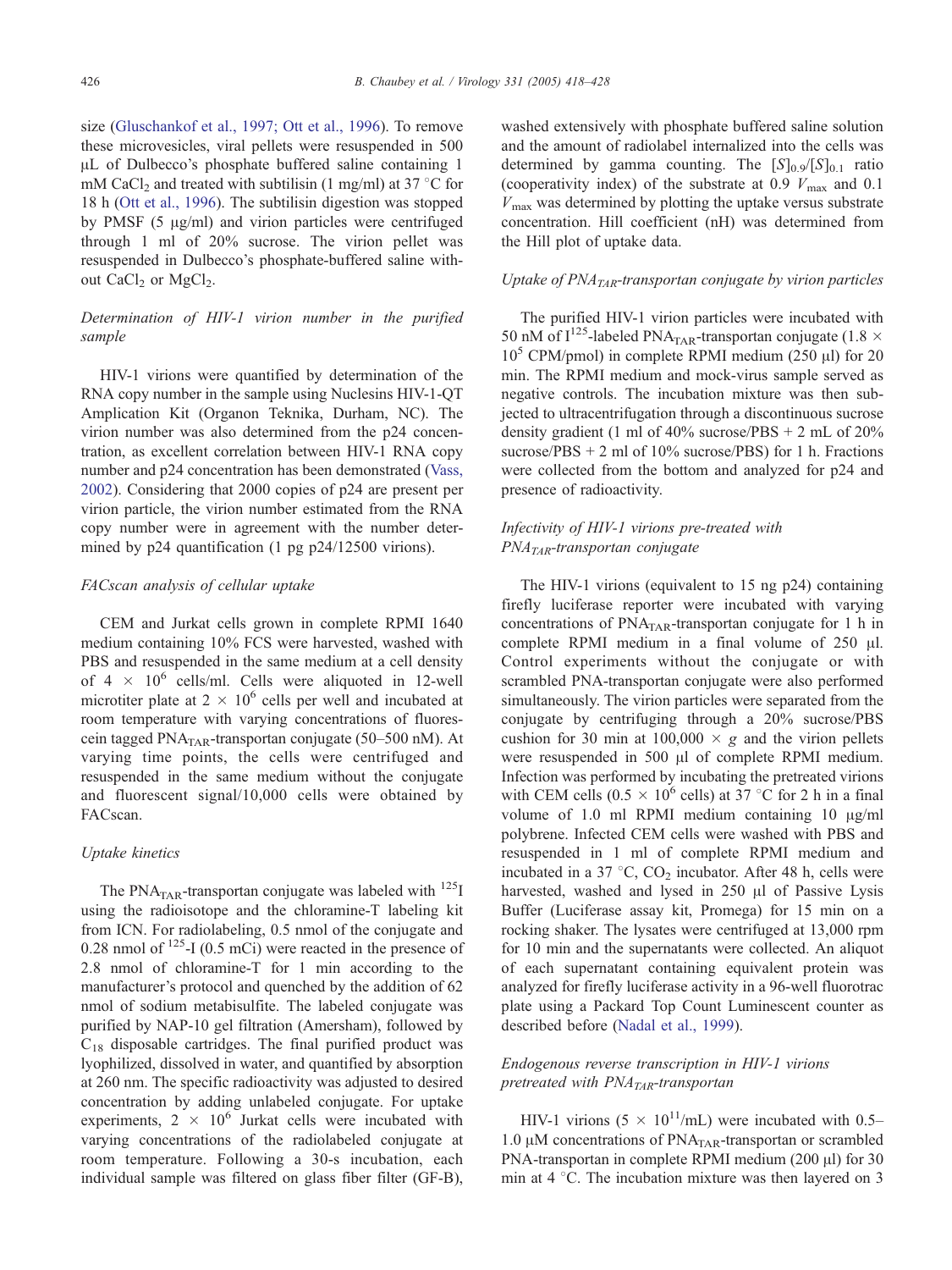size (Gluschankof et al., 1997; Ott et al., 1996). To remove these microvesicles, viral pellets were resuspended in 500 μL of Dulbecco's phosphate buffered saline containing 1 mM $CaCl_2$ and treated with subtilisin (1 mg/ml) at 37 °C for 18 h (Ott et al., 1996). The subtilisin digestion was stopped by PMSF (5 μg/ml) and virion particles were centrifuged through 1 ml of 20% sucrose. The virion pellet was resuspended in Dulbecco's phosphate-buffered saline without $CaCl_2$ or $MgCl_2$.

### *Determination of HIV-1 virion number in the purified sample*

HIV-1 virions were quantified by determination of the RNA copy number in the sample using Nuclesins HIV-1-QT Amplication Kit (Organon Teknika, Durham, NC). The virion number was also determined from the p24 concentration, as excellent correlation between HIV-1 RNA copy number and p24 concentration has been demonstrated (Vass, 2002). Considering that 2000 copies of p24 are present per virion particle, the virion number estimated from the RNA copy number were in agreement with the number determined by p24 quantification (1 pg p24/12500 virions).

### *FACscan analysis of cellular uptake*

CEM and Jurkat cells grown in complete RPMI 1640 medium containing 10% FCS were harvested, washed with PBS and resuspended in the same medium at a cell density of $4 \times 10^6$ cells/ml. Cells were aliquoted in 12-well microtiter plate at $2 \times 10^6$ cells per well and incubated at room temperature with varying concentrations of fluorescein tagged $PNA_{TAR}$-transportan conjugate (50–500 nM). At varying time points, the cells were centrifuged and resuspended in the same medium without the conjugate and fluorescent signal/10,000 cells were obtained by FACscan.

### *Uptake kinetics*

The $PNA_{TAR}$-transportan conjugate was labeled with $^{125}I$ using the radioisotope and the chloramine-T labeling kit from ICN. For radiolabeling, 0.5 nmol of the conjugate and 0.28 nmol of $^{125}$-I (0.5 mCi) were reacted in the presence of 2.8 nmol of chloramine-T for 1 min according to the manufacturer's protocol and quenched by the addition of 62 nmol of sodium metabisulfite. The labeled conjugate was purified by NAP-10 gel filtration (Amersham), followed by $C_{18}$ disposable cartridges. The final purified product was lyophilized, dissolved in water, and quantified by absorption at 260 nm. The specific radioactivity was adjusted to desired concentration by adding unlabeled conjugate. For uptake experiments, $2 \times 10^6$ Jurkat cells were incubated with varying concentrations of the radiolabeled conjugate at room temperature. Following a 30-s incubation, each individual sample was filtered on glass fiber filter (GF-B), washed extensively with phosphate buffered saline solution and the amount of radiolabel internalized into the cells was determined by gamma counting. The $[S]_{0.9}/[S]_{0.1}$ ratio (cooperativity index) of the substrate at 0.9 $V_{max}$ and 0.1 $V_{max}$ was determined by plotting the uptake versus substrate concentration. Hill coefficient (nH) was determined from the Hill plot of uptake data.

### *Uptake of $PNA_{TAR}$-transportan conjugate by virion particles*

The purified HIV-1 virion particles were incubated with 50 nM of $I^{125}$-labeled $PNA_{TAR}$-transportan conjugate ($1.8 \times 10^5$ CPM/pmol) in complete RPMI medium (250 μl) for 20 min. The RPMI medium and mock-virus sample served as negative controls. The incubation mixture was then subjected to ultracentrifugation through a discontinuous sucrose density gradient (1 ml of 40% sucrose/PBS + 2 mL of 20% sucrose/PBS + 2 ml of 10% sucrose/PBS) for 1 h. Fractions were collected from the bottom and analyzed for p24 and presence of radioactivity.

### *Infectivity of HIV-1 virions pre-treated with $PNA_{TAR}$-transportan conjugate*

The HIV-1 virions (equivalent to 15 ng p24) containing firefly luciferase reporter were incubated with varying concentrations of $PNA_{TAR}$-transportan conjugate for 1 h in complete RPMI medium in a final volume of 250 μl. Control experiments without the conjugate or with scrambled PNA-transportan conjugate were also performed simultaneously. The virion particles were separated from the conjugate by centrifuging through a 20% sucrose/PBS cushion for 30 min at 100,000 × *g* and the virion pellets were resuspended in 500 μl of complete RPMI medium. Infection was performed by incubating the pretreated virions with CEM cells ($0.5 \times 10^6$ cells) at 37 °C for 2 h in a final volume of 1.0 ml RPMI medium containing 10 μg/ml polybrene. Infected CEM cells were washed with PBS and resuspended in 1 ml of complete RPMI medium and incubated in a 37 °C, $CO_2$ incubator. After 48 h, cells were harvested, washed and lysed in 250 μl of Passive Lysis Buffer (Luciferase assay kit, Promega) for 15 min on a rocking shaker. The lysates were centrifuged at 13,000 rpm for 10 min and the supernatants were collected. An aliquot of each supernatant containing equivalent protein was analyzed for firefly luciferase activity in a 96-well fluorotrac plate using a Packard Top Count Luminescent counter as described before (Nadal et al., 1999).

### *Endogenous reverse transcription in HIV-1 virions pretreated with $PNA_{TAR}$-transportan*

HIV-1 virions ($5 \times 10^{11}$/mL) were incubated with 0.5–1.0 μM concentrations of $PNA_{TAR}$-transportan or scrambled PNA-transportan in complete RPMI medium (200 μl) for 30 min at 4 °C. The incubation mixture was then layered on 3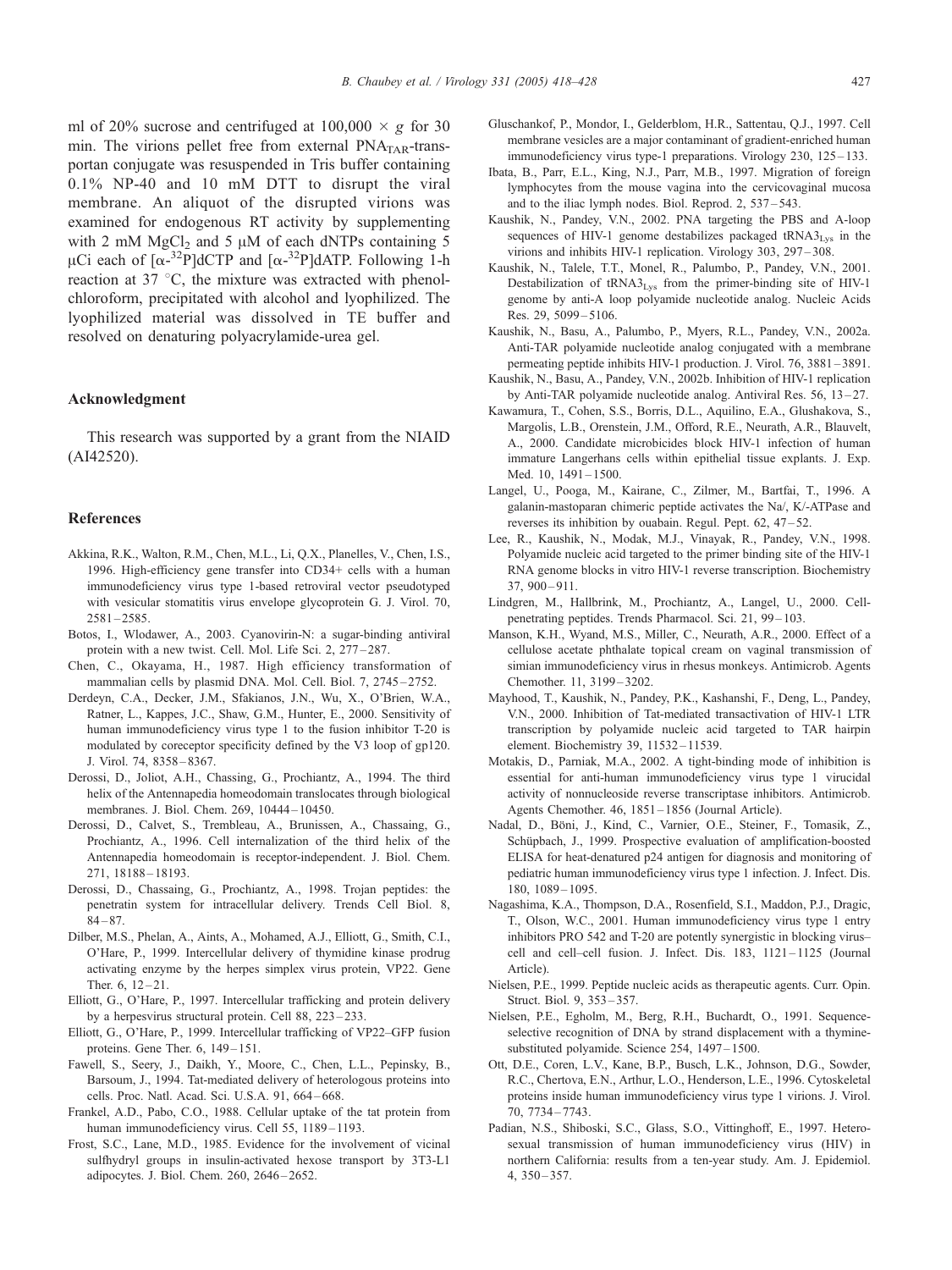ml of 20% sucrose and centrifuged at $100{,}000 \times g$ for 30 min. The virions pellet free from external $PNA_{TAR}$-transportan conjugate was resuspended in Tris buffer containing 0.1% NP-40 and 10 mM DTT to disrupt the viral membrane. An aliquot of the disrupted virions was examined for endogenous RT activity by supplementing with 2 mM $MgCl_2$ and 5 μM of each dNTPs containing 5 μCi each of [$\alpha$-$^{32}$P]dCTP and [$\alpha$-$^{32}$P]dATP. Following 1-h reaction at 37 °C, the mixture was extracted with phenol-chloroform, precipitated with alcohol and lyophilized. The lyophilized material was dissolved in TE buffer and resolved on denaturing polyacrylamide-urea gel.

## Acknowledgment

This research was supported by a grant from the NIAID (AI42520).

## References

Akkina, R.K., Walton, R.M., Chen, M.L., Li, Q.X., Planelles, V., Chen, I.S., 1996. High-efficiency gene transfer into CD34+ cells with a human immunodeficiency virus type 1-based retroviral vector pseudotyped with vesicular stomatitis virus envelope glycoprotein G. J. Virol. 70, 2581–2585.

Botos, I., Wlodawer, A., 2003. Cyanovirin-N: a sugar-binding antiviral protein with a new twist. Cell. Mol. Life Sci. 2, 277–287.

Chen, C., Okayama, H., 1987. High efficiency transformation of mammalian cells by plasmid DNA. Mol. Cell. Biol. 7, 2745–2752.

Derdeyn, C.A., Decker, J.M., Sfakianos, J.N., Wu, X., O'Brien, W.A., Ratner, L., Kappes, J.C., Shaw, G.M., Hunter, E., 2000. Sensitivity of human immunodeficiency virus type 1 to the fusion inhibitor T-20 is modulated by coreceptor specificity defined by the V3 loop of gp120. J. Virol. 74, 8358–8367.

Derossi, D., Joliot, A.H., Chassing, G., Prochiantz, A., 1994. The third helix of the Antennapedia homeodomain translocates through biological membranes. J. Biol. Chem. 269, 10444–10450.

Derossi, D., Calvet, S., Trembleau, A., Brunissen, A., Chassaing, G., Prochiantz, A., 1996. Cell internalization of the third helix of the Antennapedia homeodomain is receptor-independent. J. Biol. Chem. 271, 18188–18193.

Derossi, D., Chassaing, G., Prochiantz, A., 1998. Trojan peptides: the penetratin system for intracellular delivery. Trends Cell Biol. 8, 84–87.

Dilber, M.S., Phelan, A., Aints, A., Mohamed, A.J., Elliott, G., Smith, C.I., O'Hare, P., 1999. Intercellular delivery of thymidine kinase prodrug activating enzyme by the herpes simplex virus protein, VP22. Gene Ther. 6, 12–21.

Elliott, G., O'Hare, P., 1997. Intercellular trafficking and protein delivery by a herpesvirus structural protein. Cell 88, 223–233.

Elliott, G., O'Hare, P., 1999. Intercellular trafficking of VP22–GFP fusion proteins. Gene Ther. 6, 149–151.

Fawell, S., Seery, J., Daikh, Y., Moore, C., Chen, L.L., Pepinsky, B., Barsoum, J., 1994. Tat-mediated delivery of heterologous proteins into cells. Proc. Natl. Acad. Sci. U.S.A. 91, 664–668.

Frankel, A.D., Pabo, C.O., 1988. Cellular uptake of the tat protein from human immunodeficiency virus. Cell 55, 1189–1193.

Frost, S.C., Lane, M.D., 1985. Evidence for the involvement of vicinal sulfhydryl groups in insulin-activated hexose transport by 3T3-L1 adipocytes. J. Biol. Chem. 260, 2646–2652.

Gluschankof, P., Mondor, I., Gelderblom, H.R., Sattentau, Q.J., 1997. Cell membrane vesicles are a major contaminant of gradient-enriched human immunodeficiency virus type-1 preparations. Virology 230, 125–133.

Ibata, B., Parr, E.L., King, N.J., Parr, M.B., 1997. Migration of foreign lymphocytes from the mouse vagina into the cervicovaginal mucosa and to the iliac lymph nodes. Biol. Reprod. 2, 537–543.

Kaushik, N., Pandey, V.N., 2002. PNA targeting the PBS and A-loop sequences of HIV-1 genome destabilizes packaged $tRNA3_{Lys}$ in the virions and inhibits HIV-1 replication. Virology 303, 297–308.

Kaushik, N., Talele, T.T., Monel, R., Palumbo, P., Pandey, V.N., 2001. Destabilization of $tRNA3_{Lys}$ from the primer-binding site of HIV-1 genome by anti-A loop polyamide nucleotide analog. Nucleic Acids Res. 29, 5099–5106.

Kaushik, N., Basu, A., Palumbo, P., Myers, R.L., Pandey, V.N., 2002a. Anti-TAR polyamide nucleotide analog conjugated with a membrane permeating peptide inhibits HIV-1 production. J. Virol. 76, 3881–3891.

Kaushik, N., Basu, A., Pandey, V.N., 2002b. Inhibition of HIV-1 replication by Anti-TAR polyamide nucleotide analog. Antiviral Res. 56, 13–27.

Kawamura, T., Cohen, S.S., Borris, D.L., Aquilino, E.A., Glushakova, S., Margolis, L.B., Orenstein, J.M., Offord, R.E., Neurath, A.R., Blauvelt, A., 2000. Candidate microbicides block HIV-1 infection of human immature Langerhans cells within epithelial tissue explants. J. Exp. Med. 10, 1491–1500.

Langel, U., Pooga, M., Kairane, C., Zilmer, M., Bartfai, T., 1996. A galanin-mastoparan chimeric peptide activates the Na/, K/-ATPase and reverses its inhibition by ouabain. Regul. Pept. 62, 47–52.

Lee, R., Kaushik, N., Modak, M.J., Vinayak, R., Pandey, V.N., 1998. Polyamide nucleic acid targeted to the primer binding site of the HIV-1 RNA genome blocks in vitro HIV-1 reverse transcription. Biochemistry 37, 900–911.

Lindgren, M., Hallbrink, M., Prochiantz, A., Langel, U., 2000. Cell-penetrating peptides. Trends Pharmacol. Sci. 21, 99–103.

Manson, K.H., Wyand, M.S., Miller, C., Neurath, A.R., 2000. Effect of a cellulose acetate phthalate topical cream on vaginal transmission of simian immunodeficiency virus in rhesus monkeys. Antimicrob. Agents Chemother. 11, 3199–3202.

Mayhood, T., Kaushik, N., Pandey, P.K., Kashanshi, F., Deng, L., Pandey, V.N., 2000. Inhibition of Tat-mediated transactivation of HIV-1 LTR transcription by polyamide nucleic acid targeted to TAR hairpin element. Biochemistry 39, 11532–11539.

Motakis, D., Parniak, M.A., 2002. A tight-binding mode of inhibition is essential for anti-human immunodeficiency virus type 1 virucidal activity of nonnucleoside reverse transcriptase inhibitors. Antimicrob. Agents Chemother. 46, 1851–1856 (Journal Article).

Nadal, D., Böni, J., Kind, C., Varnier, O.E., Steiner, F., Tomasik, Z., Schüpbach, J., 1999. Prospective evaluation of amplification-boosted ELISA for heat-denatured p24 antigen for diagnosis and monitoring of pediatric human immunodeficiency virus type 1 infection. J. Infect. Dis. 180, 1089–1095.

Nagashima, K.A., Thompson, D.A., Rosenfield, S.I., Maddon, P.J., Dragic, T., Olson, W.C., 2001. Human immunodeficiency virus type 1 entry inhibitors PRO 542 and T-20 are potently synergistic in blocking virus–cell and cell–cell fusion. J. Infect. Dis. 183, 1121–1125 (Journal Article).

Nielsen, P.E., 1999. Peptide nucleic acids as therapeutic agents. Curr. Opin. Struct. Biol. 9, 353–357.

Nielsen, P.E., Egholm, M., Berg, R.H., Buchardt, O., 1991. Sequence-selective recognition of DNA by strand displacement with a thymine-substituted polyamide. Science 254, 1497–1500.

Ott, D.E., Coren, L.V., Kane, B.P., Busch, L.K., Johnson, D.G., Sowder, R.C., Chertova, E.N., Arthur, L.O., Henderson, L.E., 1996. Cytoskeletal proteins inside human immunodeficiency virus type 1 virions. J. Virol. 70, 7734–7743.

Padian, N.S., Shiboski, S.C., Glass, S.O., Vittinghoff, E., 1997. Heterosexual transmission of human immunodeficiency virus (HIV) in northern California: results from a ten-year study. Am. J. Epidemiol. 4, 350–357.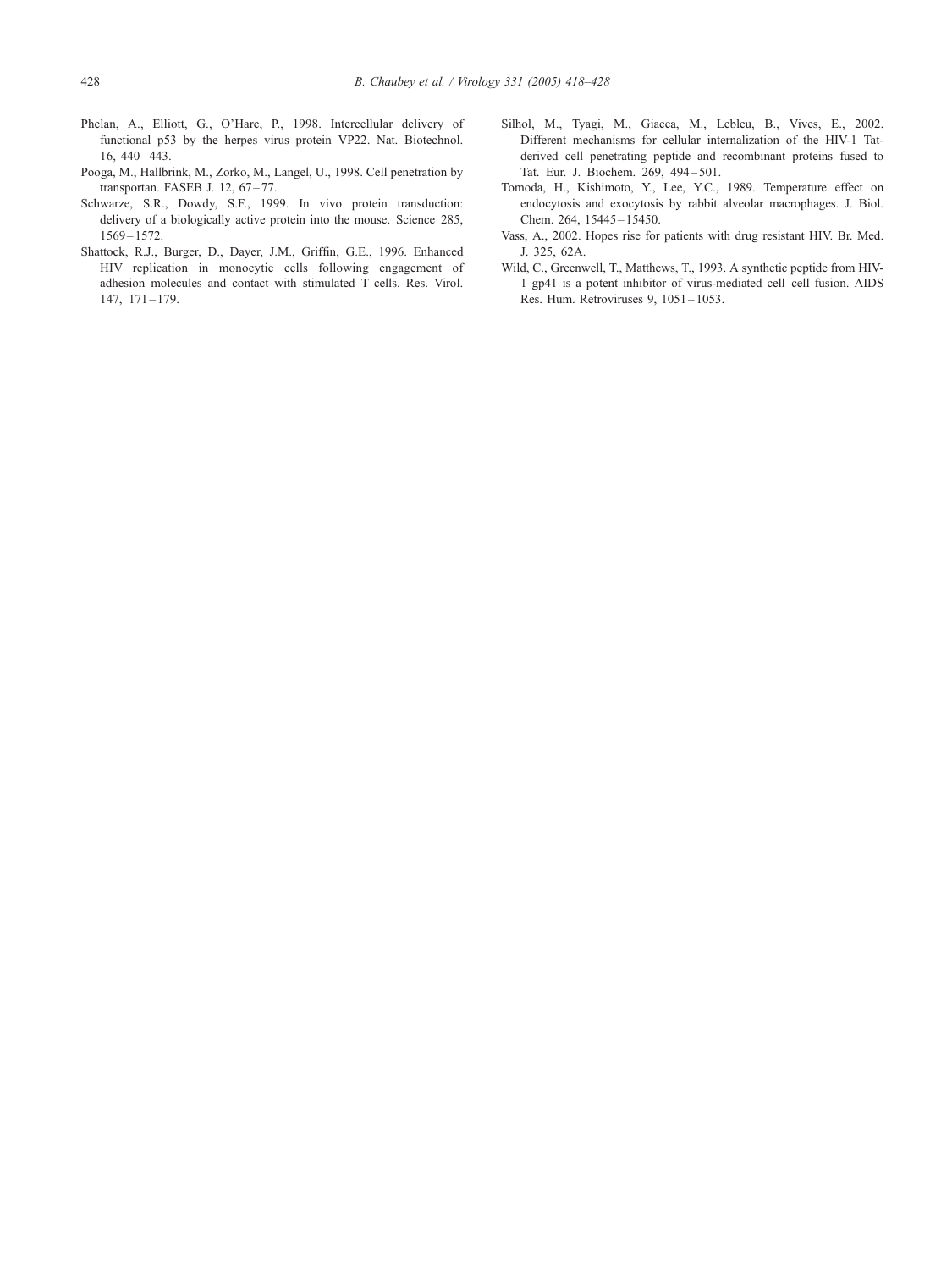Phelan, A., Elliott, G., O'Hare, P., 1998. Intercellular delivery of functional p53 by the herpes virus protein VP22. Nat. Biotechnol. 16, 440–443.

Pooga, M., Hallbrink, M., Zorko, M., Langel, U., 1998. Cell penetration by transportan. FASEB J. 12, 67–77.

Schwarze, S.R., Dowdy, S.F., 1999. In vivo protein transduction: delivery of a biologically active protein into the mouse. Science 285, 1569–1572.

Shattock, R.J., Burger, D., Dayer, J.M., Griffin, G.E., 1996. Enhanced HIV replication in monocytic cells following engagement of adhesion molecules and contact with stimulated T cells. Res. Virol. 147, 171–179.

Silhol, M., Tyagi, M., Giacca, M., Lebleu, B., Vives, E., 2002. Different mechanisms for cellular internalization of the HIV-1 Tat-derived cell penetrating peptide and recombinant proteins fused to Tat. Eur. J. Biochem. 269, 494–501.

Tomoda, H., Kishimoto, Y., Lee, Y.C., 1989. Temperature effect on endocytosis and exocytosis by rabbit alveolar macrophages. J. Biol. Chem. 264, 15445–15450.

Vass, A., 2002. Hopes rise for patients with drug resistant HIV. Br. Med. J. 325, 62A.

Wild, C., Greenwell, T., Matthews, T., 1993. A synthetic peptide from HIV-1 gp41 is a potent inhibitor of virus-mediated cell–cell fusion. AIDS Res. Hum. Retroviruses 9, 1051–1053.